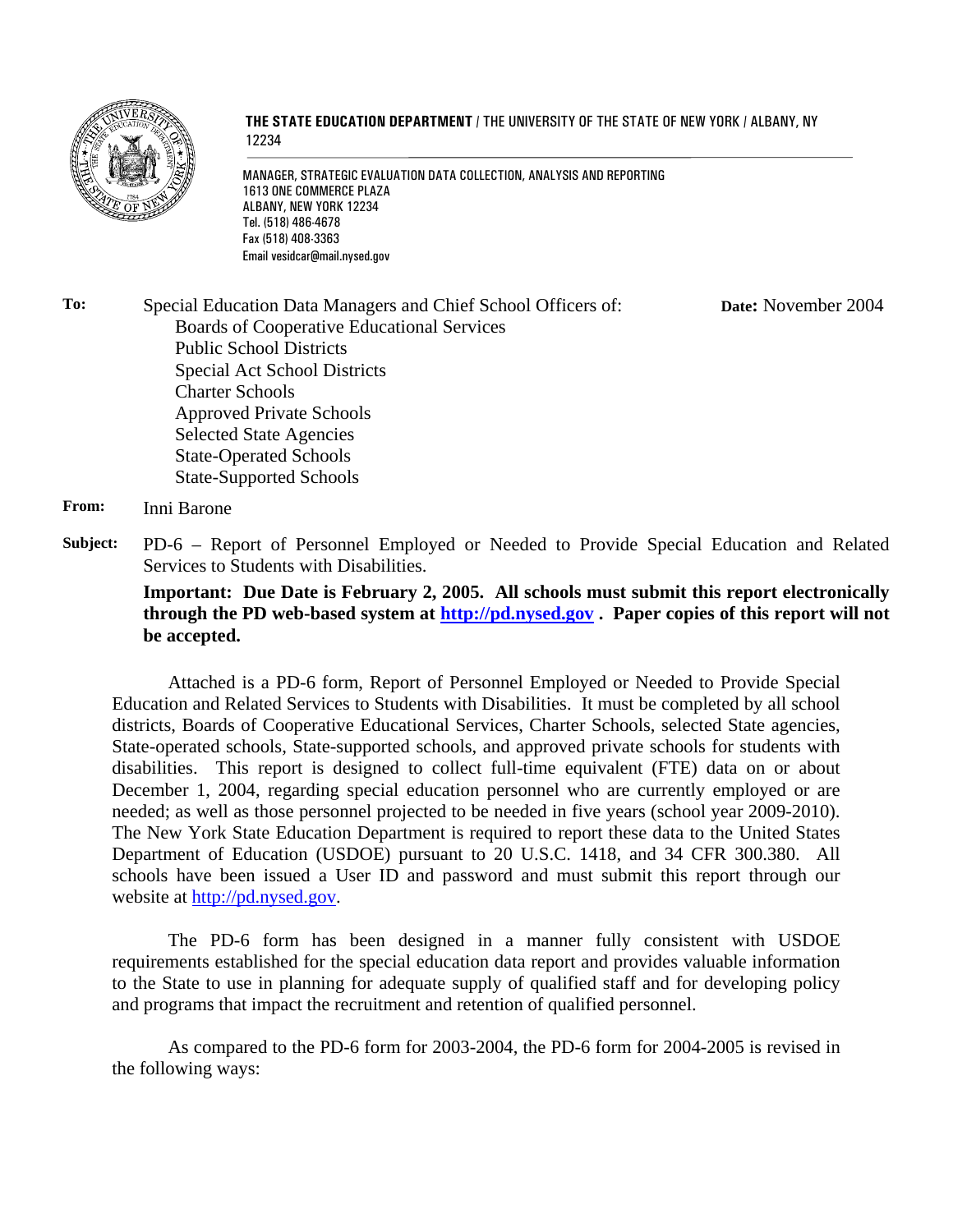**THE STATE EDUCATION DEPARTMENT** / THE UNIVERSITY OF THE STATE OF NEW YORK / ALBANY, NY 12234

MANAGER, STRATEGIC EVALUATION DATA COLLECTION, ANALYSIS AND REPORTING
1613 ONE COMMERCE PLAZA
ALBANY, NEW YORK 12234
Tel. (518) 486-4678
Fax (518) 408-3363
Email vesidcar@mail.nysed.gov

**To:** Special Education Data Managers and Chief School Officers of:
- Boards of Cooperative Educational Services
- Public School Districts
- Special Act School Districts
- Charter Schools
- Approved Private Schools
- Selected State Agencies
- State-Operated Schools
- State-Supported Schools

**Date:** November 2004

**From:** Inni Barone

**Subject:** PD-6 – Report of Personnel Employed or Needed to Provide Special Education and Related Services to Students with Disabilities.

**Important: Due Date is February 2, 2005. All schools must submit this report electronically through the PD web-based system at [http://pd.nysed.gov](http://pd.nysed.gov) . Paper copies of this report will not be accepted.**

Attached is a PD-6 form, Report of Personnel Employed or Needed to Provide Special Education and Related Services to Students with Disabilities. It must be completed by all school districts, Boards of Cooperative Educational Services, Charter Schools, selected State agencies, State-operated schools, State-supported schools, and approved private schools for students with disabilities. This report is designed to collect full-time equivalent (FTE) data on or about December 1, 2004, regarding special education personnel who are currently employed or are needed; as well as those personnel projected to be needed in five years (school year 2009-2010). The New York State Education Department is required to report these data to the United States Department of Education (USDOE) pursuant to 20 U.S.C. 1418, and 34 CFR 300.380. All schools have been issued a User ID and password and must submit this report through our website at [http://pd.nysed.gov](http://pd.nysed.gov).

The PD-6 form has been designed in a manner fully consistent with USDOE requirements established for the special education data report and provides valuable information to the State to use in planning for adequate supply of qualified staff and for developing policy and programs that impact the recruitment and retention of qualified personnel.

As compared to the PD-6 form for 2003-2004, the PD-6 form for 2004-2005 is revised in the following ways: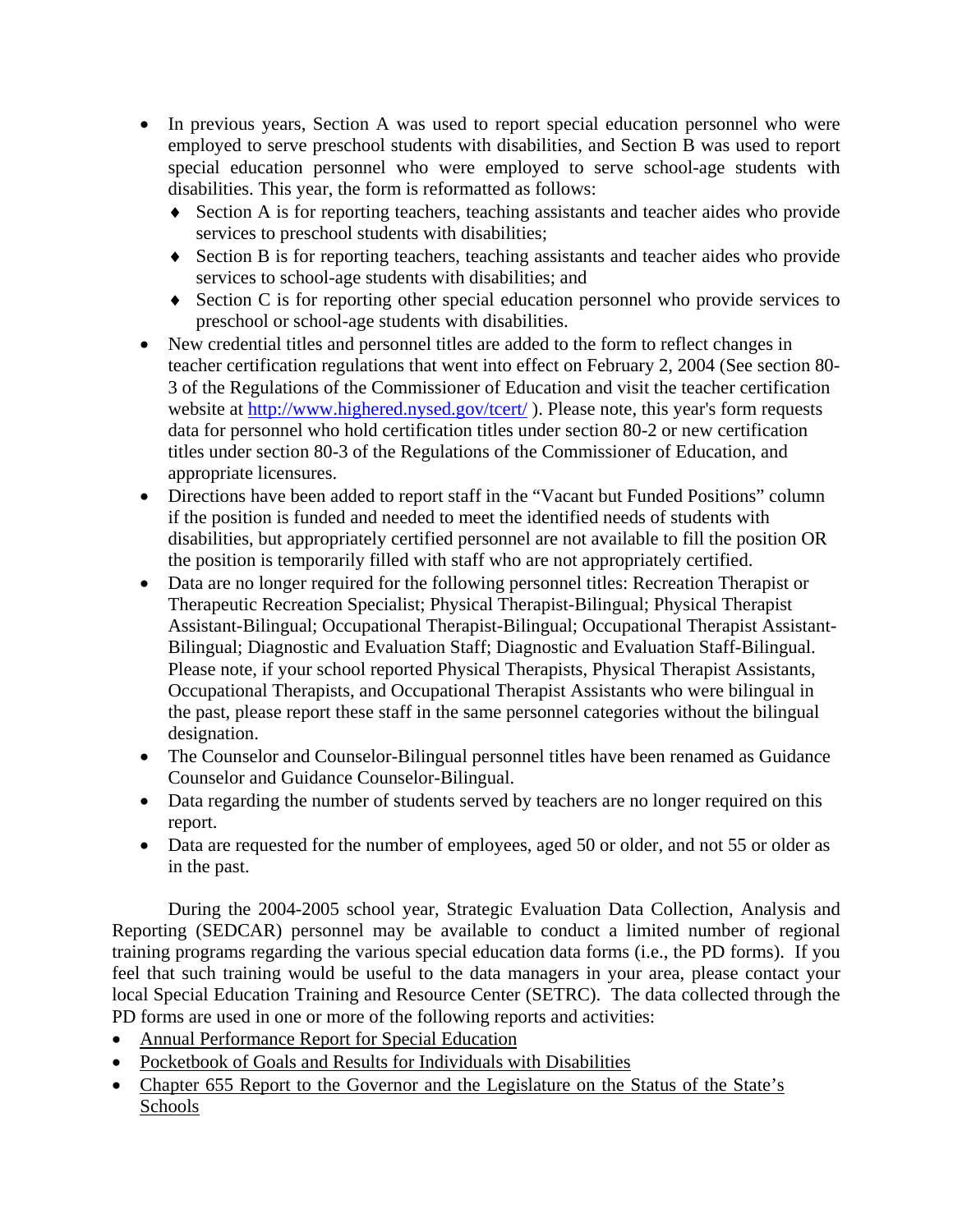- In previous years, Section A was used to report special education personnel who were employed to serve preschool students with disabilities, and Section B was used to report special education personnel who were employed to serve school-age students with disabilities. This year, the form is reformatted as follows:
  - Section A is for reporting teachers, teaching assistants and teacher aides who provide services to preschool students with disabilities;
  - Section B is for reporting teachers, teaching assistants and teacher aides who provide services to school-age students with disabilities; and
  - Section C is for reporting other special education personnel who provide services to preschool or school-age students with disabilities.
- New credential titles and personnel titles are added to the form to reflect changes in teacher certification regulations that went into effect on February 2, 2004 (See section 80-3 of the Regulations of the Commissioner of Education and visit the teacher certification website at http://www.highered.nysed.gov/tcert/ ). Please note, this year's form requests data for personnel who hold certification titles under section 80-2 or new certification titles under section 80-3 of the Regulations of the Commissioner of Education, and appropriate licensures.
- Directions have been added to report staff in the "Vacant but Funded Positions" column if the position is funded and needed to meet the identified needs of students with disabilities, but appropriately certified personnel are not available to fill the position OR the position is temporarily filled with staff who are not appropriately certified.
- Data are no longer required for the following personnel titles: Recreation Therapist or Therapeutic Recreation Specialist; Physical Therapist-Bilingual; Physical Therapist Assistant-Bilingual; Occupational Therapist-Bilingual; Occupational Therapist Assistant-Bilingual; Diagnostic and Evaluation Staff; Diagnostic and Evaluation Staff-Bilingual. Please note, if your school reported Physical Therapists, Physical Therapist Assistants, Occupational Therapists, and Occupational Therapist Assistants who were bilingual in the past, please report these staff in the same personnel categories without the bilingual designation.
- The Counselor and Counselor-Bilingual personnel titles have been renamed as Guidance Counselor and Guidance Counselor-Bilingual.
- Data regarding the number of students served by teachers are no longer required on this report.
- Data are requested for the number of employees, aged 50 or older, and not 55 or older as in the past.

During the 2004-2005 school year, Strategic Evaluation Data Collection, Analysis and Reporting (SEDCAR) personnel may be available to conduct a limited number of regional training programs regarding the various special education data forms (i.e., the PD forms). If you feel that such training would be useful to the data managers in your area, please contact your local Special Education Training and Resource Center (SETRC). The data collected through the PD forms are used in one or more of the following reports and activities:

- Annual Performance Report for Special Education
- Pocketbook of Goals and Results for Individuals with Disabilities
- Chapter 655 Report to the Governor and the Legislature on the Status of the State's Schools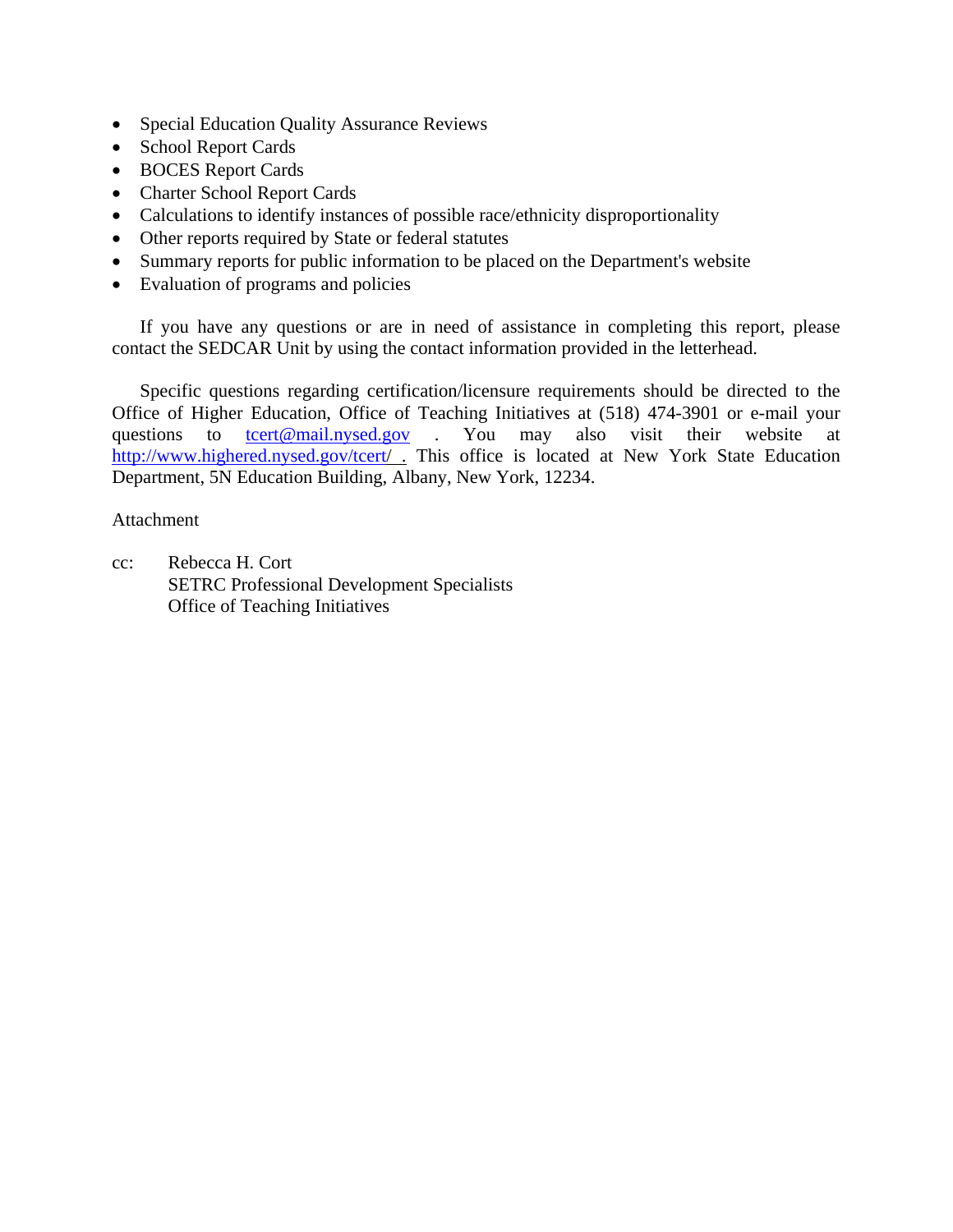- Special Education Quality Assurance Reviews
- School Report Cards
- BOCES Report Cards
- Charter School Report Cards
- Calculations to identify instances of possible race/ethnicity disproportionality
- Other reports required by State or federal statutes
- Summary reports for public information to be placed on the Department's website
- Evaluation of programs and policies

If you have any questions or are in need of assistance in completing this report, please contact the SEDCAR Unit by using the contact information provided in the letterhead.

Specific questions regarding certification/licensure requirements should be directed to the Office of Higher Education, Office of Teaching Initiatives at (518) 474-3901 or e-mail your questions to tcert@mail.nysed.gov . You may also visit their website at http://www.highered.nysed.gov/tcert/ . This office is located at New York State Education Department, 5N Education Building, Albany, New York, 12234.

Attachment

cc: Rebecca H. Cort
SETRC Professional Development Specialists
Office of Teaching Initiatives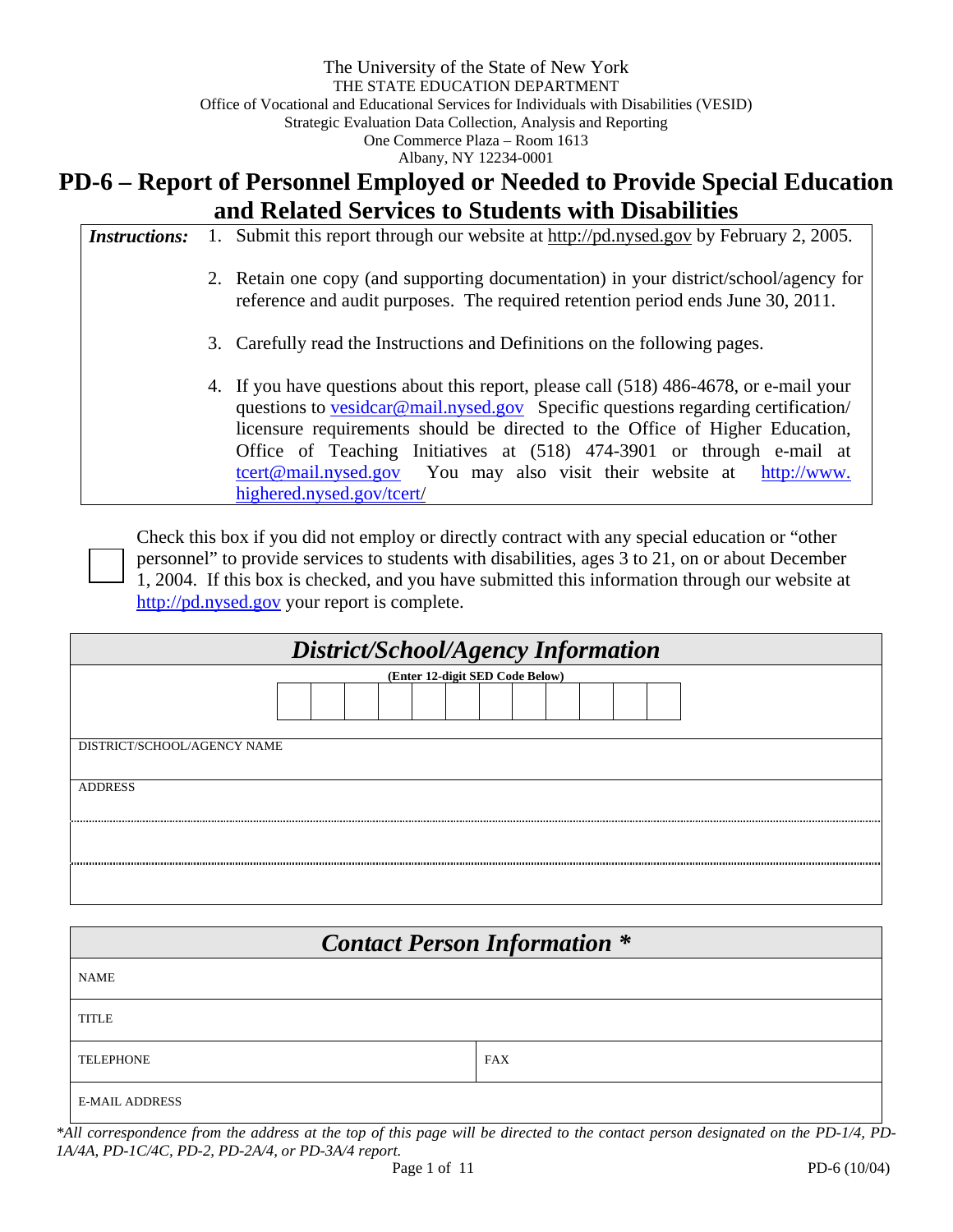The University of the State of New York
THE STATE EDUCATION DEPARTMENT
Office of Vocational and Educational Services for Individuals with Disabilities (VESID)
Strategic Evaluation Data Collection, Analysis and Reporting
One Commerce Plaza – Room 1613
Albany, NY 12234-0001

# PD-6 – Report of Personnel Employed or Needed to Provide Special Education and Related Services to Students with Disabilities

| ***Instructions:*** | 1. Submit this report through our website at http://pd.nysed.gov by February 2, 2005.<br><br>2. Retain one copy (and supporting documentation) in your district/school/agency for reference and audit purposes. The required retention period ends June 30, 2011.<br><br>3. Carefully read the Instructions and Definitions on the following pages.<br><br>4. If you have questions about this report, please call (518) 486-4678, or e-mail your questions to vesidcar@mail.nysed.gov Specific questions regarding certification/licensure requirements should be directed to the Office of Higher Education, Office of Teaching Initiatives at (518) 474-3901 or through e-mail at tcert@mail.nysed.gov You may also visit their website at http://www.highered.nysed.gov/tcert/ |
|---|---|

☐ Check this box if you did not employ or directly contract with any special education or "other personnel" to provide services to students with disabilities, ages 3 to 21, on or about December 1, 2004. If this box is checked, and you have submitted this information through our website at http://pd.nysed.gov your report is complete.

| ***District/School/Agency Information*** |
|---|
| **(Enter 12-digit SED Code Below)**<br>☐☐☐☐☐☐☐☐☐☐☐☐ |
| DISTRICT/SCHOOL/AGENCY NAME |
| ADDRESS |
| |
| |

| ***Contact Person Information **** | |
|---|---|
| NAME | |
| TITLE | |
| TELEPHONE | FAX |
| E-MAIL ADDRESS | |

**All correspondence from the address at the top of this page will be directed to the contact person designated on the PD-1/4, PD-1A/4A, PD-1C/4C, PD-2, PD-2A/4, or PD-3A/4 report.*

PD-6 (10/04)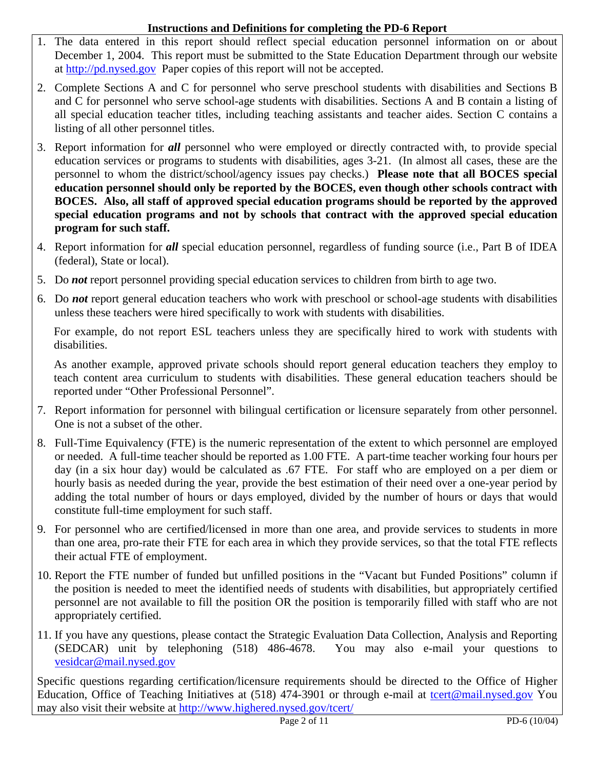## Instructions and Definitions for completing the PD-6 Report

1. The data entered in this report should reflect special education personnel information on or about December 1, 2004. This report must be submitted to the State Education Department through our website at http://pd.nysed.gov Paper copies of this report will not be accepted.

2. Complete Sections A and C for personnel who serve preschool students with disabilities and Sections B and C for personnel who serve school-age students with disabilities. Sections A and B contain a listing of all special education teacher titles, including teaching assistants and teacher aides. Section C contains a listing of all other personnel titles.

3. Report information for ***all*** personnel who were employed or directly contracted with, to provide special education services or programs to students with disabilities, ages 3-21. (In almost all cases, these are the personnel to whom the district/school/agency issues pay checks.) **Please note that all BOCES special education personnel should only be reported by the BOCES, even though other schools contract with BOCES. Also, all staff of approved special education programs should be reported by the approved special education programs and not by schools that contract with the approved special education program for such staff.**

4. Report information for ***all*** special education personnel, regardless of funding source (i.e., Part B of IDEA (federal), State or local).

5. Do ***not*** report personnel providing special education services to children from birth to age two.

6. Do ***not*** report general education teachers who work with preschool or school-age students with disabilities unless these teachers were hired specifically to work with students with disabilities.

   For example, do not report ESL teachers unless they are specifically hired to work with students with disabilities.

   As another example, approved private schools should report general education teachers they employ to teach content area curriculum to students with disabilities. These general education teachers should be reported under "Other Professional Personnel".

7. Report information for personnel with bilingual certification or licensure separately from other personnel. One is not a subset of the other.

8. Full-Time Equivalency (FTE) is the numeric representation of the extent to which personnel are employed or needed. A full-time teacher should be reported as 1.00 FTE. A part-time teacher working four hours per day (in a six hour day) would be calculated as .67 FTE. For staff who are employed on a per diem or hourly basis as needed during the year, provide the best estimation of their need over a one-year period by adding the total number of hours or days employed, divided by the number of hours or days that would constitute full-time employment for such staff.

9. For personnel who are certified/licensed in more than one area, and provide services to students in more than one area, pro-rate their FTE for each area in which they provide services, so that the total FTE reflects their actual FTE of employment.

10. Report the FTE number of funded but unfilled positions in the "Vacant but Funded Positions" column if the position is needed to meet the identified needs of students with disabilities, but appropriately certified personnel are not available to fill the position OR the position is temporarily filled with staff who are not appropriately certified.

11. If you have any questions, please contact the Strategic Evaluation Data Collection, Analysis and Reporting (SEDCAR) unit by telephoning (518) 486-4678. You may also e-mail your questions to vesidcar@mail.nysed.gov

Specific questions regarding certification/licensure requirements should be directed to the Office of Higher Education, Office of Teaching Initiatives at (518) 474-3901 or through e-mail at tcert@mail.nysed.gov You may also visit their website at http://www.highered.nysed.gov/tcert/

PD-6 (10/04)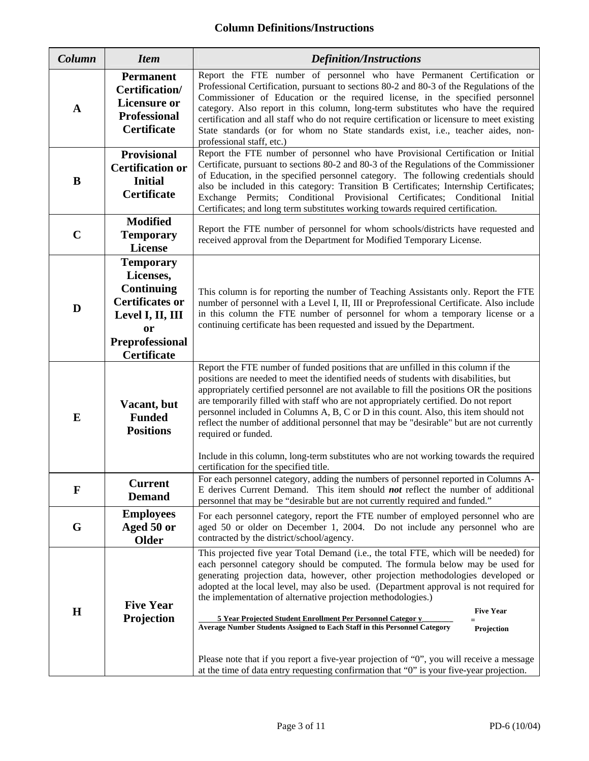## Column Definitions/Instructions

| *Column* | *Item* | *Definition/Instructions* |
|---|---|---|
| **A** | **Permanent Certification/ Licensure or Professional Certificate** | Report the FTE number of personnel who have Permanent Certification or Professional Certification, pursuant to sections 80-2 and 80-3 of the Regulations of the Commissioner of Education or the required license, in the specified personnel category. Also report in this column, long-term substitutes who have the required certification and all staff who do not require certification or licensure to meet existing State standards (or for whom no State standards exist, i.e., teacher aides, non-professional staff, etc.) |
| **B** | **Provisional Certification or Initial Certificate** | Report the FTE number of personnel who have Provisional Certification or Initial Certificate, pursuant to sections 80-2 and 80-3 of the Regulations of the Commissioner of Education, in the specified personnel category. The following credentials should also be included in this category: Transition B Certificates; Internship Certificates; Exchange Permits; Conditional Provisional Certificates; Conditional Initial Certificates; and long term substitutes working towards required certification. |
| **C** | **Modified Temporary License** | Report the FTE number of personnel for whom schools/districts have requested and received approval from the Department for Modified Temporary License. |
| **D** | **Temporary Licenses, Continuing Certificates or Level I, II, III or Preprofessional Certificate** | This column is for reporting the number of Teaching Assistants only. Report the FTE number of personnel with a Level I, II, III or Preprofessional Certificate. Also include in this column the FTE number of personnel for whom a temporary license or a continuing certificate has been requested and issued by the Department. |
| **E** | **Vacant, but Funded Positions** | Report the FTE number of funded positions that are unfilled in this column if the positions are needed to meet the identified needs of students with disabilities, but appropriately certified personnel are not available to fill the positions OR the positions are temporarily filled with staff who are not appropriately certified. Do not report personnel included in Columns A, B, C or D in this count. Also, this item should not reflect the number of additional personnel that may be "desirable" but are not currently required or funded.<br><br>Include in this column, long-term substitutes who are not working towards the required certification for the specified title. |
| **F** | **Current Demand** | For each personnel category, adding the numbers of personnel reported in Columns A-E derives Current Demand. This item should ***not*** reflect the number of additional personnel that may be "desirable but are not currently required and funded." |
| **G** | **Employees Aged 50 or Older** | For each personnel category, report the FTE number of employed personnel who are aged 50 or older on December 1, 2004. Do not include any personnel who are contracted by the district/school/agency. |
| **H** | **Five Year Projection** | This projected five year Total Demand (i.e., the total FTE, which will be needed) for each personnel category should be computed. The formula below may be used for generating projection data, however, other projection methodologies developed or adopted at the local level, may also be used. (Department approval is not required for the implementation of alternative projection methodologies.)<br><br>$$\frac{\text{5 Year Projected Student Enrollment Per Personnel Category}}{\text{Average Number Students Assigned to Each Staff in this Personnel Category}} = \text{Five Year Projection}$$<br><br>Please note that if you report a five-year projection of "0", you will receive a message at the time of data entry requesting confirmation that "0" is your five-year projection. |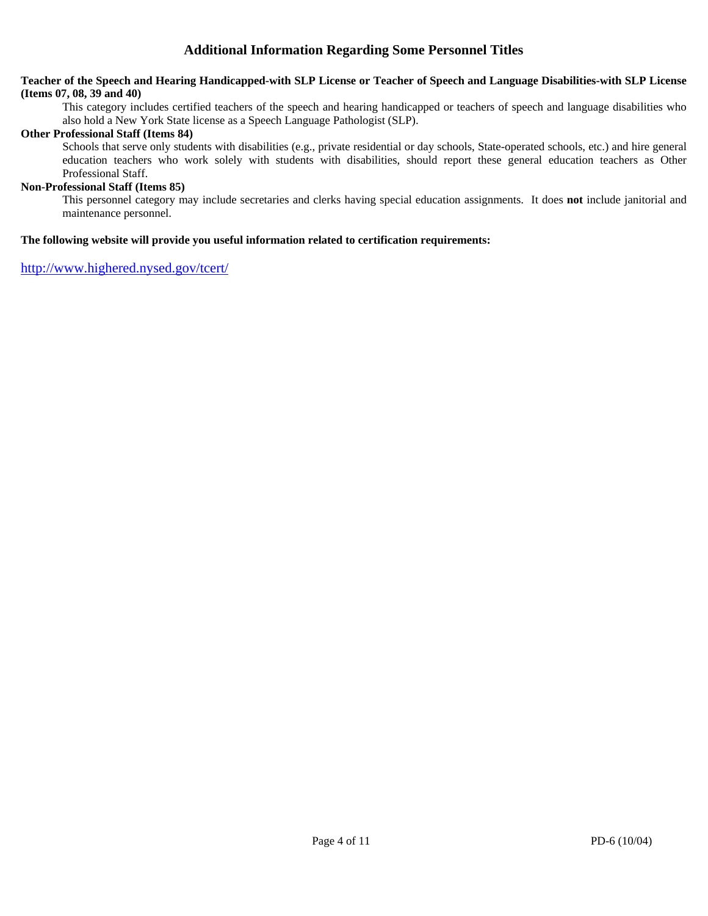## Additional Information Regarding Some Personnel Titles

**Teacher of the Speech and Hearing Handicapped-with SLP License or Teacher of Speech and Language Disabilities-with SLP License (Items 07, 08, 39 and 40)**

This category includes certified teachers of the speech and hearing handicapped or teachers of speech and language disabilities who also hold a New York State license as a Speech Language Pathologist (SLP).

**Other Professional Staff (Items 84)**

Schools that serve only students with disabilities (e.g., private residential or day schools, State-operated schools, etc.) and hire general education teachers who work solely with students with disabilities, should report these general education teachers as Other Professional Staff.

**Non-Professional Staff (Items 85)**

This personnel category may include secretaries and clerks having special education assignments. It does **not** include janitorial and maintenance personnel.

**The following website will provide you useful information related to certification requirements:**

http://www.highered.nysed.gov/tcert/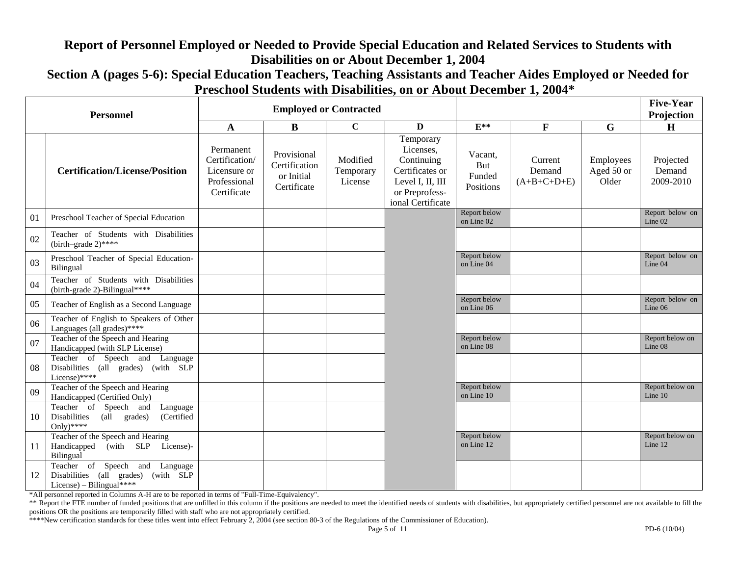# Report of Personnel Employed or Needed to Provide Special Education and Related Services to Students with Disabilities on or About December 1, 2004

## Section A (pages 5-6): Special Education Teachers, Teaching Assistants and Teacher Aides Employed or Needed for Preschool Students with Disabilities, on or About December 1, 2004*

| Personnel | | Employed or Contracted | | | | | | | Five-Year Projection |
|---|---|---|---|---|---|---|---|---|---|
| | | A | B | C | D | E** | F | G | H |
| | Certification/License/Position | Permanent Certification/ Licensure or Professional Certificate | Provisional Certification or Initial Certificate | Modified Temporary License | Temporary Licenses, Continuing Certificates or Level I, II, III or Preprofess-ional Certificate | Vacant, But Funded Positions | Current Demand (A+B+C+D+E) | Employees Aged 50 or Older | Projected Demand 2009-2010 |
| 01 | Preschool Teacher of Special Education | | | | | Report below on Line 02 | | | Report below on Line 02 |
| 02 | Teacher of Students with Disabilities (birth–grade 2)**** | | | | | | | | |
| 03 | Preschool Teacher of Special Education-Bilingual | | | | | Report below on Line 04 | | | Report below on Line 04 |
| 04 | Teacher of Students with Disabilities (birth-grade 2)-Bilingual**** | | | | | | | | |
| 05 | Teacher of English as a Second Language | | | | | Report below on Line 06 | | | Report below on Line 06 |
| 06 | Teacher of English to Speakers of Other Languages (all grades)**** | | | | | | | | |
| 07 | Teacher of the Speech and Hearing Handicapped (with SLP License) | | | | | Report below on Line 08 | | | Report below on Line 08 |
| 08 | Teacher of Speech and Language Disabilities (all grades) (with SLP License)**** | | | | | | | | |
| 09 | Teacher of the Speech and Hearing Handicapped (Certified Only) | | | | | Report below on Line 10 | | | Report below on Line 10 |
| 10 | Teacher of Speech and Language Disabilities (all grades) (Certified Only)**** | | | | | | | | |
| 11 | Teacher of the Speech and Hearing Handicapped (with SLP License)-Bilingual | | | | | Report below on Line 12 | | | Report below on Line 12 |
| 12 | Teacher of Speech and Language Disabilities (all grades) (with SLP License) – Bilingual**** | | | | | | | | |

*All personnel reported in Columns A-H are to be reported in terms of "Full-Time-Equivalency".

** Report the FTE number of funded positions that are unfilled in this column if the positions are needed to meet the identified needs of students with disabilities, but appropriately certified personnel are not available to fill the positions OR the positions are temporarily filled with staff who are not appropriately certified.

****New certification standards for these titles went into effect February 2, 2004 (see section 80-3 of the Regulations of the Commissioner of Education).

PD-6 (10/04)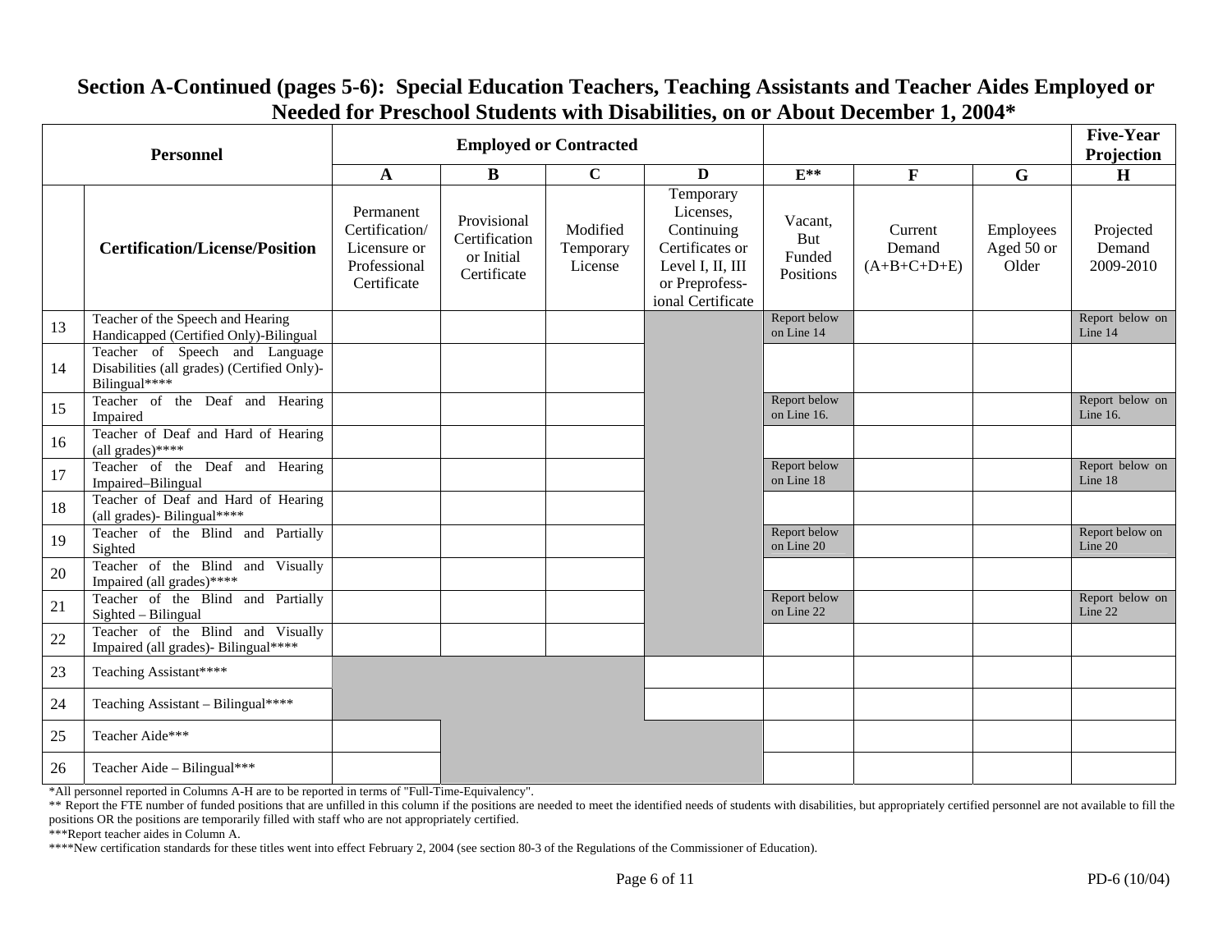## Section A-Continued (pages 5-6): Special Education Teachers, Teaching Assistants and Teacher Aides Employed or Needed for Preschool Students with Disabilities, on or About December 1, 2004*

| Personnel | | Employed or Contracted | | | | | | | Five-Year Projection |
|---|---|---|---|---|---|---|---|---|---|
| | | A | B | C | D | E** | F | G | H |
| | Certification/License/Position | Permanent Certification/ Licensure or Professional Certificate | Provisional Certification or Initial Certificate | Modified Temporary License | Temporary Licenses, Continuing Certificates or Level I, II, III or Preprofessional Certificate | Vacant, But Funded Positions | Current Demand (A+B+C+D+E) | Employees Aged 50 or Older | Projected Demand 2009-2010 |
| 13 | Teacher of the Speech and Hearing Handicapped (Certified Only)-Bilingual | | | | | Report below on Line 14 | | | Report below on Line 14 |
| 14 | Teacher of Speech and Language Disabilities (all grades) (Certified Only)-Bilingual**** | | | | | | | | |
| 15 | Teacher of the Deaf and Hearing Impaired | | | | | Report below on Line 16. | | | Report below on Line 16. |
| 16 | Teacher of Deaf and Hard of Hearing (all grades)**** | | | | | | | | |
| 17 | Teacher of the Deaf and Hearing Impaired–Bilingual | | | | | Report below on Line 18 | | | Report below on Line 18 |
| 18 | Teacher of Deaf and Hard of Hearing (all grades)- Bilingual**** | | | | | | | | |
| 19 | Teacher of the Blind and Partially Sighted | | | | | Report below on Line 20 | | | Report below on Line 20 |
| 20 | Teacher of the Blind and Visually Impaired (all grades)**** | | | | | | | | |
| 21 | Teacher of the Blind and Partially Sighted – Bilingual | | | | | Report below on Line 22 | | | Report below on Line 22 |
| 22 | Teacher of the Blind and Visually Impaired (all grades)- Bilingual**** | | | | | | | | |
| 23 | Teaching Assistant**** | | | | | | | | |
| 24 | Teaching Assistant – Bilingual**** | | | | | | | | |
| 25 | Teacher Aide*** | | | | | | | | |
| 26 | Teacher Aide – Bilingual*** | | | | | | | | |

*All personnel reported in Columns A-H are to be reported in terms of "Full-Time-Equivalency".

** Report the FTE number of funded positions that are unfilled in this column if the positions are needed to meet the identified needs of students with disabilities, but appropriately certified personnel are not available to fill the positions OR the positions are temporarily filled with staff who are not appropriately certified.

***Report teacher aides in Column A.

****New certification standards for these titles went into effect February 2, 2004 (see section 80-3 of the Regulations of the Commissioner of Education).

PD-6 (10/04)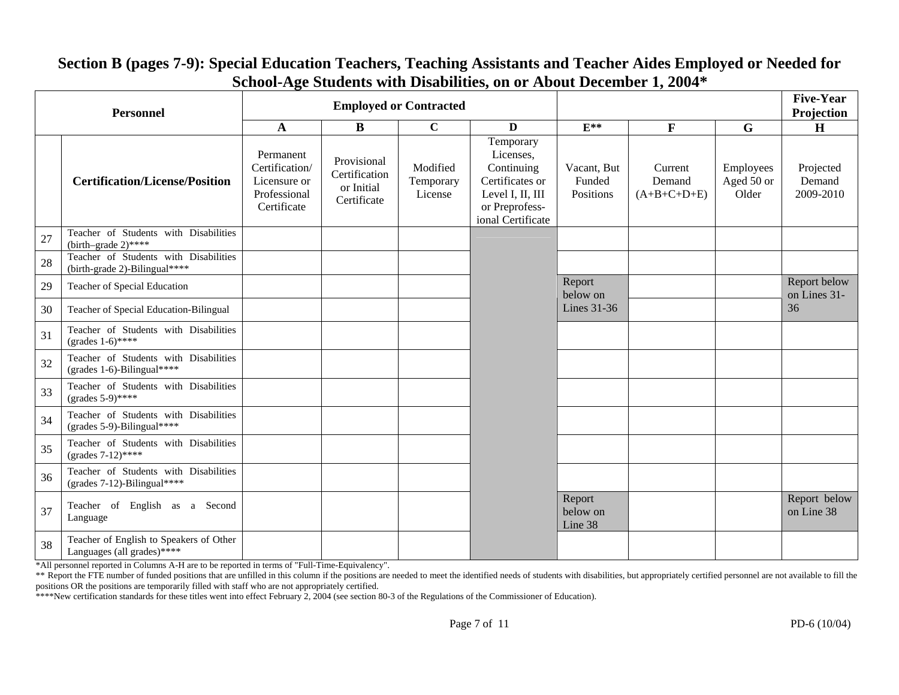## Section B (pages 7-9): Special Education Teachers, Teaching Assistants and Teacher Aides Employed or Needed for School-Age Students with Disabilities, on or About December 1, 2004*

| Personnel | | Employed or Contracted | | | | | | | Five-Year Projection |
|---|---|---|---|---|---|---|---|---|---|
| | | A | B | C | D | E** | F | G | H |
| | Certification/License/Position | Permanent Certification/ Licensure or Professional Certificate | Provisional Certification or Initial Certificate | Modified Temporary License | Temporary Licenses, Continuing Certificates or Level I, II, III or Preprofessional Certificate | Vacant, But Funded Positions | Current Demand (A+B+C+D+E) | Employees Aged 50 or Older | Projected Demand 2009-2010 |
| 27 | Teacher of Students with Disabilities (birth–grade 2)**** | | | | | | | | |
| 28 | Teacher of Students with Disabilities (birth-grade 2)-Bilingual**** | | | | | | | | |
| 29 | Teacher of Special Education | | | | | Report below on Lines 31-36 | | | Report below on Lines 31-36 |
| 30 | Teacher of Special Education-Bilingual | | | | | | | | |
| 31 | Teacher of Students with Disabilities (grades 1-6)**** | | | | | | | | |
| 32 | Teacher of Students with Disabilities (grades 1-6)-Bilingual**** | | | | | | | | |
| 33 | Teacher of Students with Disabilities (grades 5-9)**** | | | | | | | | |
| 34 | Teacher of Students with Disabilities (grades 5-9)-Bilingual**** | | | | | | | | |
| 35 | Teacher of Students with Disabilities (grades 7-12)**** | | | | | | | | |
| 36 | Teacher of Students with Disabilities (grades 7-12)-Bilingual**** | | | | | | | | |
| 37 | Teacher of English as a Second Language | | | | | Report below on Line 38 | | | Report below on Line 38 |
| 38 | Teacher of English to Speakers of Other Languages (all grades)**** | | | | | | | | |

*All personnel reported in Columns A-H are to be reported in terms of "Full-Time-Equivalency".

** Report the FTE number of funded positions that are unfilled in this column if the positions are needed to meet the identified needs of students with disabilities, but appropriately certified personnel are not available to fill the positions OR the positions are temporarily filled with staff who are not appropriately certified.

****New certification standards for these titles went into effect February 2, 2004 (see section 80-3 of the Regulations of the Commissioner of Education).

PD-6 (10/04)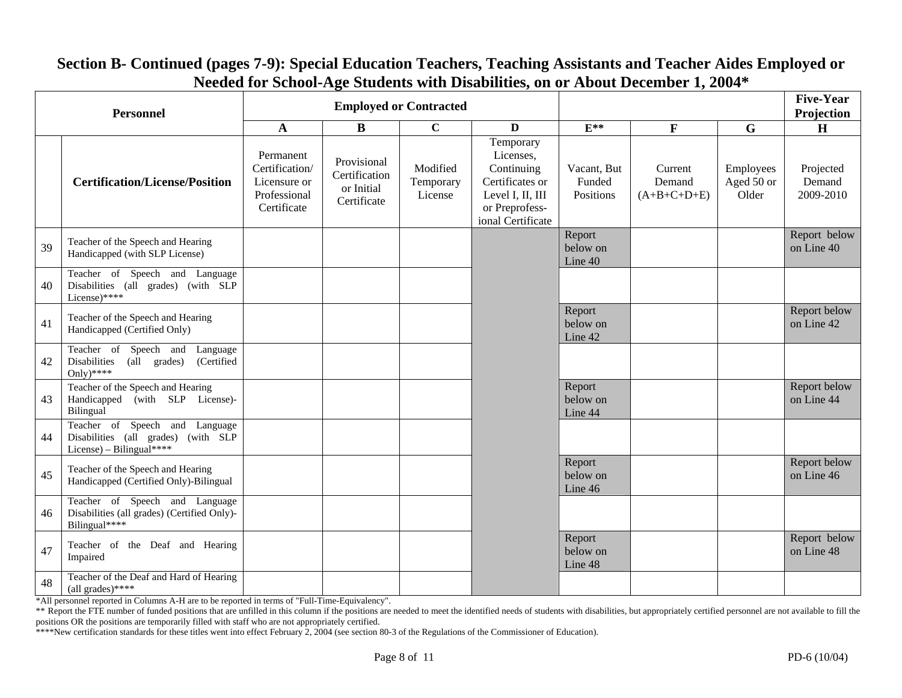## Section B- Continued (pages 7-9): Special Education Teachers, Teaching Assistants and Teacher Aides Employed or Needed for School-Age Students with Disabilities, on or About December 1, 2004*

| Personnel | | Employed or Contracted | | | | | | | Five-Year Projection |
|---|---|---|---|---|---|---|---|---|---|
| | | A | B | C | D | E** | F | G | H |
| | Certification/License/Position | Permanent Certification/ Licensure or Professional Certificate | Provisional Certification or Initial Certificate | Modified Temporary License | Temporary Licenses, Continuing Certificates or Level I, II, III or Preprofess-ional Certificate | Vacant, But Funded Positions | Current Demand (A+B+C+D+E) | Employees Aged 50 or Older | Projected Demand 2009-2010 |
| 39 | Teacher of the Speech and Hearing Handicapped (with SLP License) | | | | | Report below on Line 40 | | | Report below on Line 40 |
| 40 | Teacher of Speech and Language Disabilities (all grades) (with SLP License)**** | | | | | | | | |
| 41 | Teacher of the Speech and Hearing Handicapped (Certified Only) | | | | | Report below on Line 42 | | | Report below on Line 42 |
| 42 | Teacher of Speech and Language Disabilities (all grades) (Certified Only)**** | | | | | | | | |
| 43 | Teacher of the Speech and Hearing Handicapped (with SLP License)-Bilingual | | | | | Report below on Line 44 | | | Report below on Line 44 |
| 44 | Teacher of Speech and Language Disabilities (all grades) (with SLP License) – Bilingual**** | | | | | | | | |
| 45 | Teacher of the Speech and Hearing Handicapped (Certified Only)-Bilingual | | | | | Report below on Line 46 | | | Report below on Line 46 |
| 46 | Teacher of Speech and Language Disabilities (all grades) (Certified Only)-Bilingual**** | | | | | | | | |
| 47 | Teacher of the Deaf and Hearing Impaired | | | | | Report below on Line 48 | | | Report below on Line 48 |
| 48 | Teacher of the Deaf and Hard of Hearing (all grades)**** | | | | | | | | |

*All personnel reported in Columns A-H are to be reported in terms of "Full-Time-Equivalency".

** Report the FTE number of funded positions that are unfilled in this column if the positions are needed to meet the identified needs of students with disabilities, but appropriately certified personnel are not available to fill the positions OR the positions are temporarily filled with staff who are not appropriately certified.

****New certification standards for these titles went into effect February 2, 2004 (see section 80-3 of the Regulations of the Commissioner of Education).

PD-6 (10/04)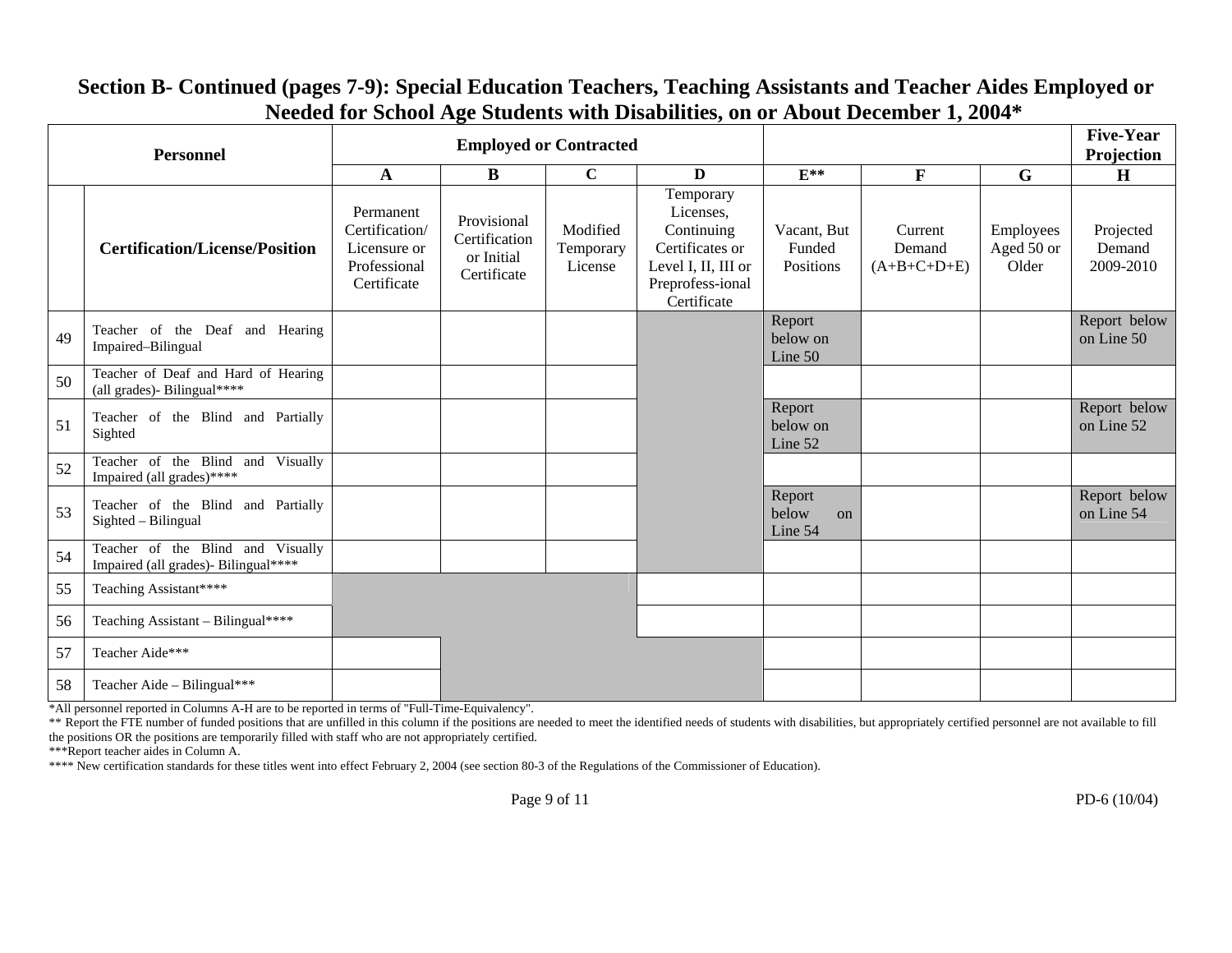## Section B- Continued (pages 7-9): Special Education Teachers, Teaching Assistants and Teacher Aides Employed or Needed for School Age Students with Disabilities, on or About December 1, 2004*

| Personnel | | Employed or Contracted | | | | | | | Five-Year Projection |
|---|---|---|---|---|---|---|---|---|---|
| | | A | B | C | D | E** | F | G | H |
| | Certification/License/Position | Permanent Certification/ Licensure or Professional Certificate | Provisional Certification or Initial Certificate | Modified Temporary License | Temporary Licenses, Continuing Certificates or Level I, II, III or Preprofess-ional Certificate | Vacant, But Funded Positions | Current Demand (A+B+C+D+E) | Employees Aged 50 or Older | Projected Demand 2009-2010 |
| 49 | Teacher of the Deaf and Hearing Impaired–Bilingual | | | | | Report below on Line 50 | | | Report below on Line 50 |
| 50 | Teacher of Deaf and Hard of Hearing (all grades)- Bilingual**** | | | | | | | | |
| 51 | Teacher of the Blind and Partially Sighted | | | | | Report below on Line 52 | | | Report below on Line 52 |
| 52 | Teacher of the Blind and Visually Impaired (all grades)**** | | | | | | | | |
| 53 | Teacher of the Blind and Partially Sighted – Bilingual | | | | | Report below on Line 54 | | | Report below on Line 54 |
| 54 | Teacher of the Blind and Visually Impaired (all grades)- Bilingual**** | | | | | | | | |
| 55 | Teaching Assistant**** | | | | | | | | |
| 56 | Teaching Assistant – Bilingual**** | | | | | | | | |
| 57 | Teacher Aide*** | | | | | | | | |
| 58 | Teacher Aide – Bilingual*** | | | | | | | | |

*All personnel reported in Columns A-H are to be reported in terms of "Full-Time-Equivalency".

** Report the FTE number of funded positions that are unfilled in this column if the positions are needed to meet the identified needs of students with disabilities, but appropriately certified personnel are not available to fill the positions OR the positions are temporarily filled with staff who are not appropriately certified.

***Report teacher aides in Column A.

**** New certification standards for these titles went into effect February 2, 2004 (see section 80-3 of the Regulations of the Commissioner of Education).

PD-6 (10/04)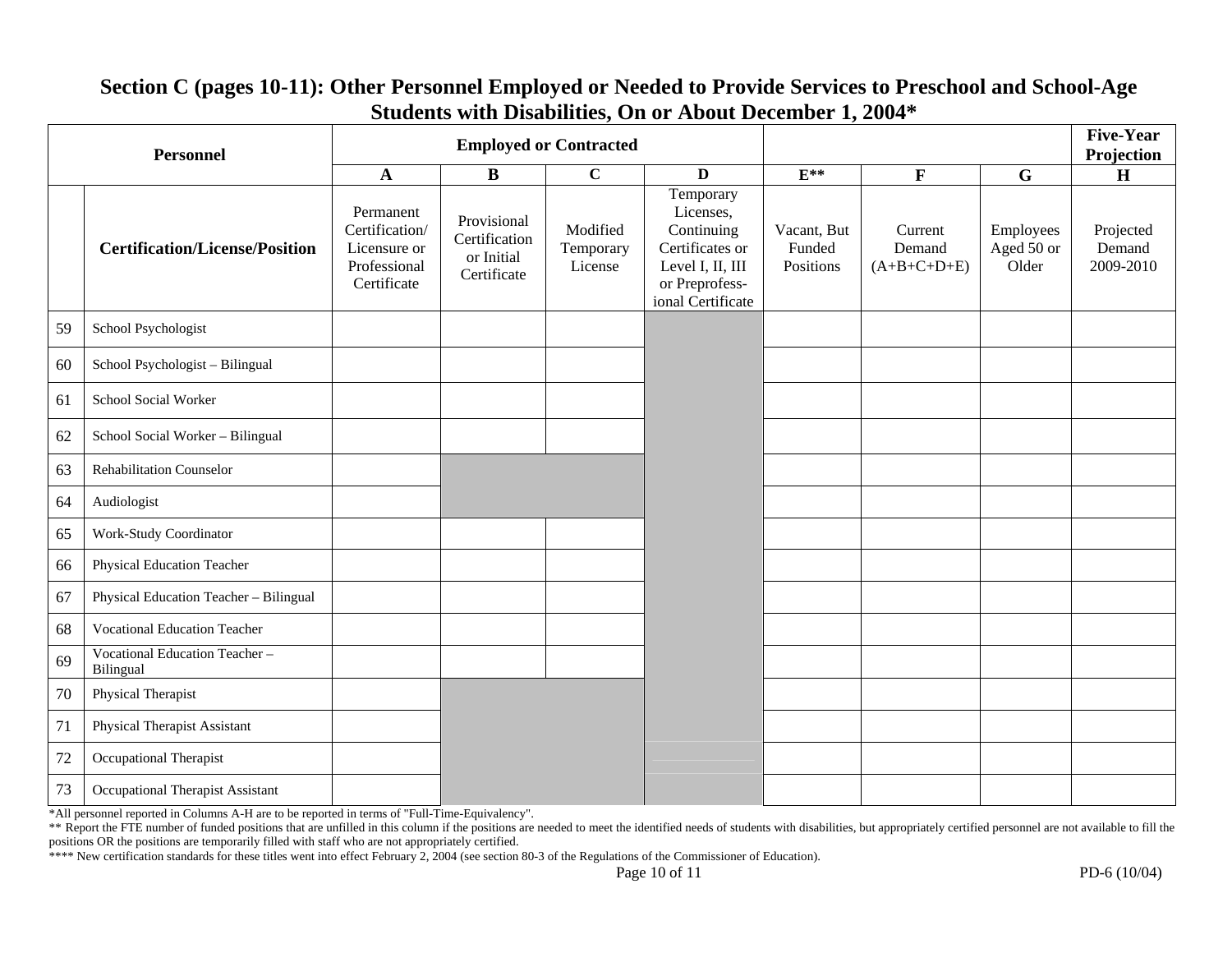## Section C (pages 10-11): Other Personnel Employed or Needed to Provide Services to Preschool and School-Age Students with Disabilities, On or About December 1, 2004*

| Personnel | | Employed or Contracted | | | | | | | Five-Year Projection |
|---|---|---|---|---|---|---|---|---|---|
| | | A | B | C | D | E** | F | G | H |
| | **Certification/License/Position** | Permanent Certification/ Licensure or Professional Certificate | Provisional Certification or Initial Certificate | Modified Temporary License | Temporary Licenses, Continuing Certificates or Level I, II, III or Preprofess-ional Certificate | Vacant, But Funded Positions | Current Demand (A+B+C+D+E) | Employees Aged 50 or Older | Projected Demand 2009-2010 |
| 59 | School Psychologist | | | | | | | | |
| 60 | School Psychologist – Bilingual | | | | | | | | |
| 61 | School Social Worker | | | | | | | | |
| 62 | School Social Worker – Bilingual | | | | | | | | |
| 63 | Rehabilitation Counselor | | | | | | | | |
| 64 | Audiologist | | | | | | | | |
| 65 | Work-Study Coordinator | | | | | | | | |
| 66 | Physical Education Teacher | | | | | | | | |
| 67 | Physical Education Teacher – Bilingual | | | | | | | | |
| 68 | Vocational Education Teacher | | | | | | | | |
| 69 | Vocational Education Teacher – Bilingual | | | | | | | | |
| 70 | Physical Therapist | | | | | | | | |
| 71 | Physical Therapist Assistant | | | | | | | | |
| 72 | Occupational Therapist | | | | | | | | |
| 73 | Occupational Therapist Assistant | | | | | | | | |

*All personnel reported in Columns A-H are to be reported in terms of "Full-Time-Equivalency".

** Report the FTE number of funded positions that are unfilled in this column if the positions are needed to meet the identified needs of students with disabilities, but appropriately certified personnel are not available to fill the positions OR the positions are temporarily filled with staff who are not appropriately certified.

**** New certification standards for these titles went into effect February 2, 2004 (see section 80-3 of the Regulations of the Commissioner of Education).

PD-6 (10/04)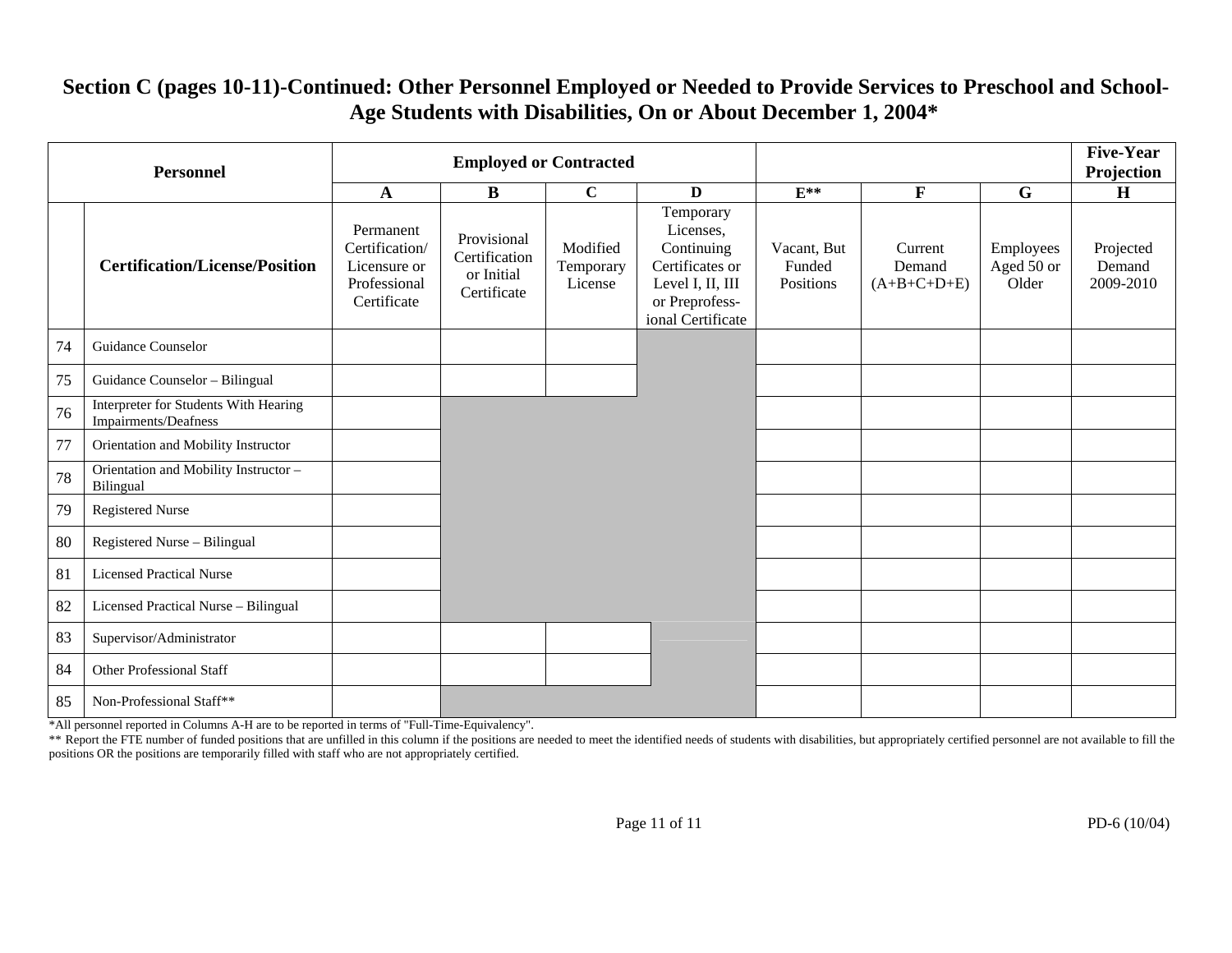## Section C (pages 10-11)-Continued: Other Personnel Employed or Needed to Provide Services to Preschool and School-Age Students with Disabilities, On or About December 1, 2004*

| Personnel | | Employed or Contracted | | | | | | | Five-Year Projection |
|---|---|---|---|---|---|---|---|---|---|
| | | A | B | C | D | E** | F | G | H |
| | Certification/License/Position | Permanent Certification/ Licensure or Professional Certificate | Provisional Certification or Initial Certificate | Modified Temporary License | Temporary Licenses, Continuing Certificates or Level I, II, III or Preprofess-ional Certificate | Vacant, But Funded Positions | Current Demand (A+B+C+D+E) | Employees Aged 50 or Older | Projected Demand 2009-2010 |
| 74 | Guidance Counselor | | | | | | | | |
| 75 | Guidance Counselor – Bilingual | | | | | | | | |
| 76 | Interpreter for Students With Hearing Impairments/Deafness | | | | | | | | |
| 77 | Orientation and Mobility Instructor | | | | | | | | |
| 78 | Orientation and Mobility Instructor – Bilingual | | | | | | | | |
| 79 | Registered Nurse | | | | | | | | |
| 80 | Registered Nurse – Bilingual | | | | | | | | |
| 81 | Licensed Practical Nurse | | | | | | | | |
| 82 | Licensed Practical Nurse – Bilingual | | | | | | | | |
| 83 | Supervisor/Administrator | | | | | | | | |
| 84 | Other Professional Staff | | | | | | | | |
| 85 | Non-Professional Staff** | | | | | | | | |

*All personnel reported in Columns A-H are to be reported in terms of "Full-Time-Equivalency".

** Report the FTE number of funded positions that are unfilled in this column if the positions are needed to meet the identified needs of students with disabilities, but appropriately certified personnel are not available to fill the positions OR the positions are temporarily filled with staff who are not appropriately certified.

PD-6 (10/04)